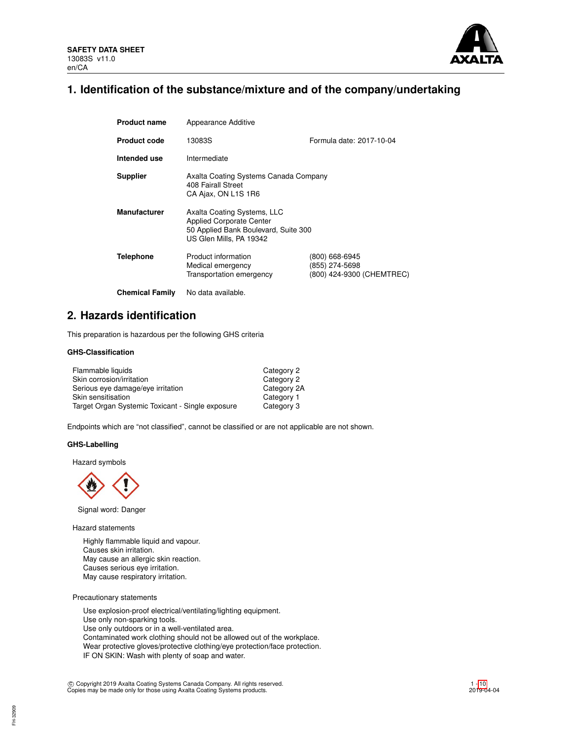**SAFETY DATA SHEET**
13083S v11.0
en/CA

# 1. Identification of the substance/mixture and of the company/undertaking

| | | |
|---|---|---|
| **Product name** | Appearance Additive | |
| **Product code** | 13083S | Formula date: 2017-10-04 |
| **Intended use** | Intermediate | |
| **Supplier** | Axalta Coating Systems Canada Company<br>408 Fairall Street<br>CA Ajax, ON L1S 1R6 | |
| **Manufacturer** | Axalta Coating Systems, LLC<br>Applied Corporate Center<br>50 Applied Bank Boulevard, Suite 300<br>US Glen Mills, PA 19342 | |
| **Telephone** | Product information<br>Medical emergency<br>Transportation emergency | (800) 668-6945<br>(855) 274-5698<br>(800) 424-9300 (CHEMTREC) |
| **Chemical Family** | No data available. | |

# 2. Hazards identification

This preparation is hazardous per the following GHS criteria

### GHS-Classification

| | |
|---|---|
| Flammable liquids | Category 2 |
| Skin corrosion/irritation | Category 2 |
| Serious eye damage/eye irritation | Category 2A |
| Skin sensitisation | Category 1 |
| Target Organ Systemic Toxicant - Single exposure | Category 3 |

Endpoints which are “not classified”, cannot be classified or are not applicable are not shown.

### GHS-Labelling

Hazard symbols

Signal word: Danger

Hazard statements

Highly flammable liquid and vapour.
Causes skin irritation.
May cause an allergic skin reaction.
Causes serious eye irritation.
May cause respiratory irritation.

Precautionary statements

Use explosion-proof electrical/ventilating/lighting equipment.
Use only non-sparking tools.
Use only outdoors or in a well-ventilated area.
Contaminated work clothing should not be allowed out of the workplace.
Wear protective gloves/protective clothing/eye protection/face protection.
IF ON SKIN: Wash with plenty of soap and water.

© Copyright 2019 Axalta Coating Systems Canada Company. All rights reserved.
Copies may be made only for those using Axalta Coating Systems products.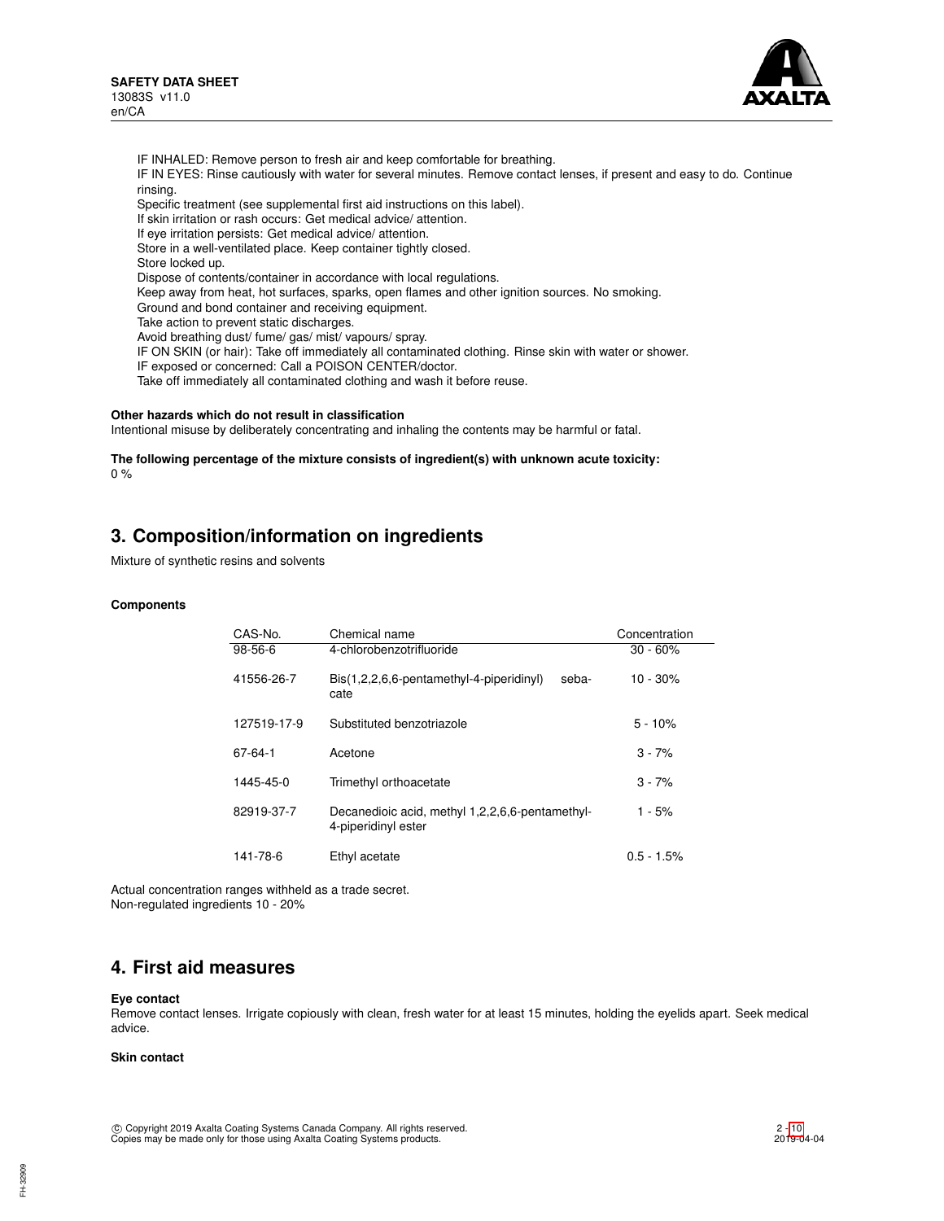IF INHALED: Remove person to fresh air and keep comfortable for breathing.
IF IN EYES: Rinse cautiously with water for several minutes. Remove contact lenses, if present and easy to do. Continue rinsing.
Specific treatment (see supplemental first aid instructions on this label).
If skin irritation or rash occurs: Get medical advice/ attention.
If eye irritation persists: Get medical advice/ attention.
Store in a well-ventilated place. Keep container tightly closed.
Store locked up.
Dispose of contents/container in accordance with local regulations.
Keep away from heat, hot surfaces, sparks, open flames and other ignition sources. No smoking.
Ground and bond container and receiving equipment.
Take action to prevent static discharges.
Avoid breathing dust/ fume/ gas/ mist/ vapours/ spray.
IF ON SKIN (or hair): Take off immediately all contaminated clothing. Rinse skin with water or shower.
IF exposed or concerned: Call a POISON CENTER/doctor.
Take off immediately all contaminated clothing and wash it before reuse.

**Other hazards which do not result in classification**
Intentional misuse by deliberately concentrating and inhaling the contents may be harmful or fatal.

**The following percentage of the mixture consists of ingredient(s) with unknown acute toxicity:**
0 %

## 3. Composition/information on ingredients

Mixture of synthetic resins and solvents

**Components**

| CAS-No. | Chemical name | Concentration |
|---|---|---|
| 98-56-6 | 4-chlorobenzotrifluoride | 30 - 60% |
| 41556-26-7 | Bis(1,2,2,6,6-pentamethyl-4-piperidinyl) sebacate | 10 - 30% |
| 127519-17-9 | Substituted benzotriazole | 5 - 10% |
| 67-64-1 | Acetone | 3 - 7% |
| 1445-45-0 | Trimethyl orthoacetate | 3 - 7% |
| 82919-37-7 | Decanedioic acid, methyl 1,2,2,6,6-pentamethyl-4-piperidinyl ester | 1 - 5% |
| 141-78-6 | Ethyl acetate | 0.5 - 1.5% |

Actual concentration ranges withheld as a trade secret.
Non-regulated ingredients 10 - 20%

## 4. First aid measures

**Eye contact**
Remove contact lenses. Irrigate copiously with clean, fresh water for at least 15 minutes, holding the eyelids apart. Seek medical advice.

**Skin contact**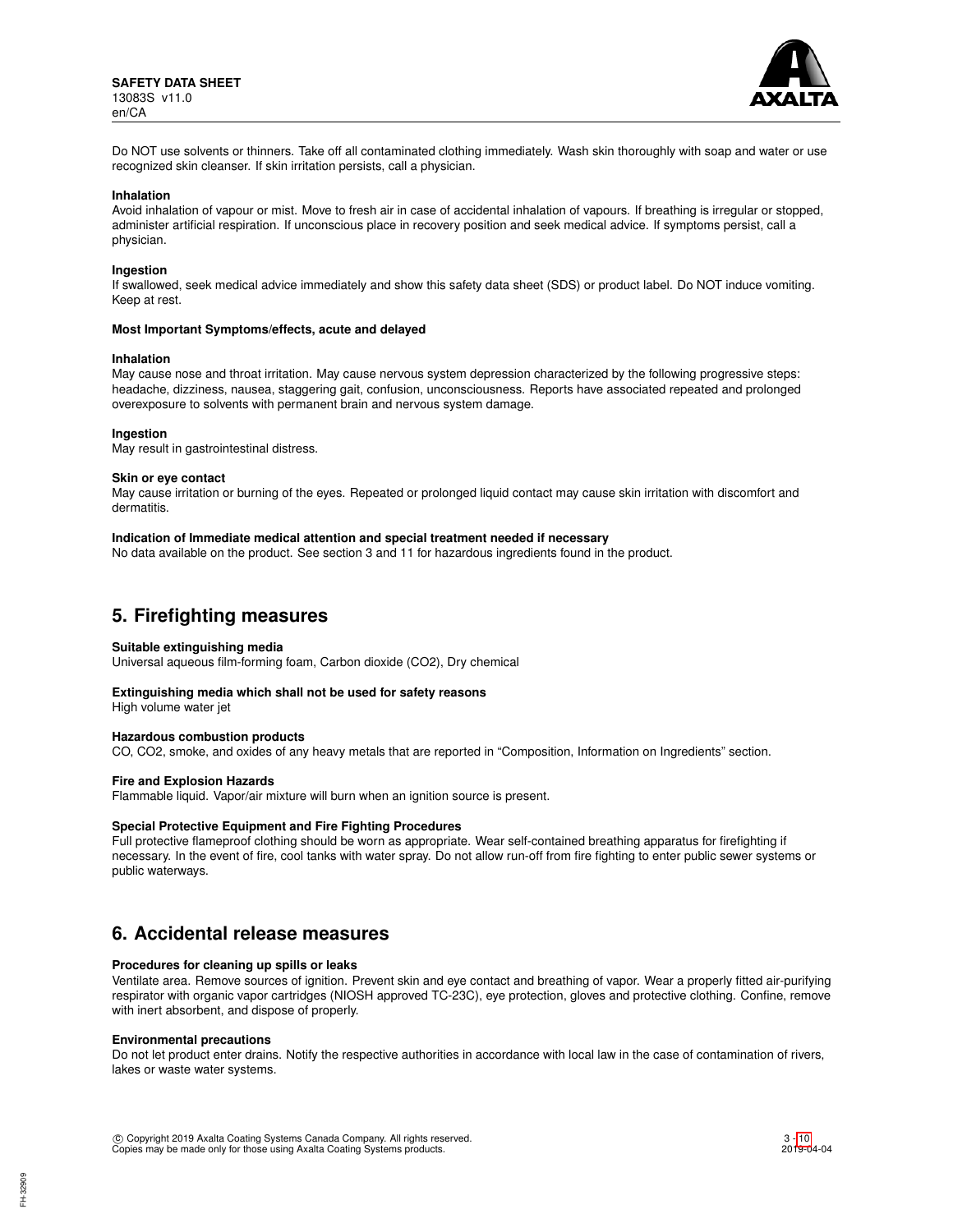Do NOT use solvents or thinners. Take off all contaminated clothing immediately. Wash skin thoroughly with soap and water or use recognized skin cleanser. If skin irritation persists, call a physician.

**Inhalation**

Avoid inhalation of vapour or mist. Move to fresh air in case of accidental inhalation of vapours. If breathing is irregular or stopped, administer artificial respiration. If unconscious place in recovery position and seek medical advice. If symptoms persist, call a physician.

**Ingestion**

If swallowed, seek medical advice immediately and show this safety data sheet (SDS) or product label. Do NOT induce vomiting. Keep at rest.

**Most Important Symptoms/effects, acute and delayed**

**Inhalation**

May cause nose and throat irritation. May cause nervous system depression characterized by the following progressive steps: headache, dizziness, nausea, staggering gait, confusion, unconsciousness. Reports have associated repeated and prolonged overexposure to solvents with permanent brain and nervous system damage.

**Ingestion**

May result in gastrointestinal distress.

**Skin or eye contact**

May cause irritation or burning of the eyes. Repeated or prolonged liquid contact may cause skin irritation with discomfort and dermatitis.

**Indication of Immediate medical attention and special treatment needed if necessary**

No data available on the product. See section 3 and 11 for hazardous ingredients found in the product.

## 5. Firefighting measures

**Suitable extinguishing media**

Universal aqueous film-forming foam, Carbon dioxide ($CO_2$), Dry chemical

**Extinguishing media which shall not be used for safety reasons**

High volume water jet

**Hazardous combustion products**

CO, $CO_2$, smoke, and oxides of any heavy metals that are reported in “Composition, Information on Ingredients” section.

**Fire and Explosion Hazards**

Flammable liquid. Vapor/air mixture will burn when an ignition source is present.

**Special Protective Equipment and Fire Fighting Procedures**

Full protective flameproof clothing should be worn as appropriate. Wear self-contained breathing apparatus for firefighting if necessary. In the event of fire, cool tanks with water spray. Do not allow run-off from fire fighting to enter public sewer systems or public waterways.

## 6. Accidental release measures

**Procedures for cleaning up spills or leaks**

Ventilate area. Remove sources of ignition. Prevent skin and eye contact and breathing of vapor. Wear a properly fitted air-purifying respirator with organic vapor cartridges (NIOSH approved TC-23C), eye protection, gloves and protective clothing. Confine, remove with inert absorbent, and dispose of properly.

**Environmental precautions**

Do not let product enter drains. Notify the respective authorities in accordance with local law in the case of contamination of rivers, lakes or waste water systems.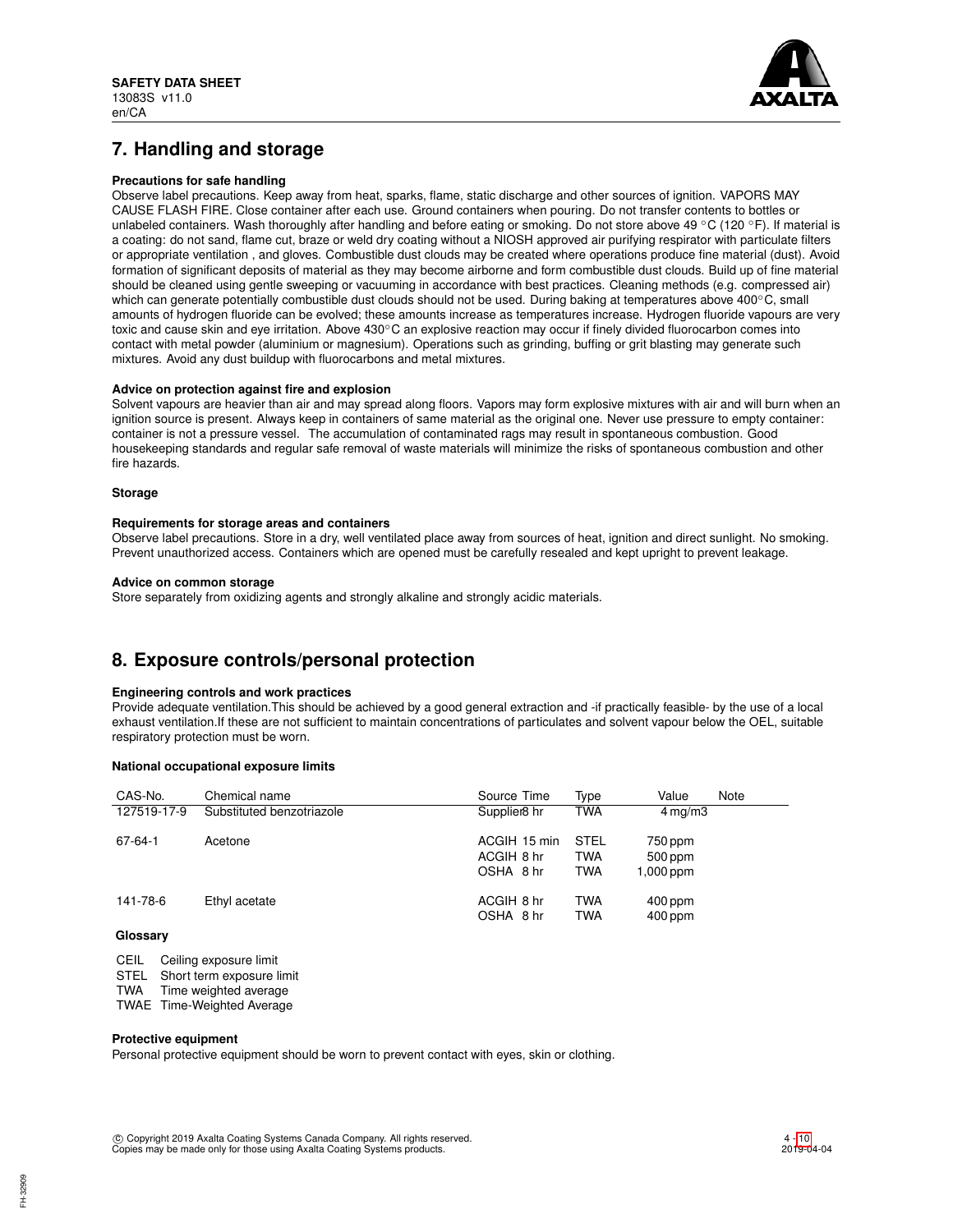## 7. Handling and storage

**Precautions for safe handling**

Observe label precautions. Keep away from heat, sparks, flame, static discharge and other sources of ignition. VAPORS MAY CAUSE FLASH FIRE. Close container after each use. Ground containers when pouring. Do not transfer contents to bottles or unlabeled containers. Wash thoroughly after handling and before eating or smoking. Do not store above 49 °C (120 °F). If material is a coating: do not sand, flame cut, braze or weld dry coating without a NIOSH approved air purifying respirator with particulate filters or appropriate ventilation , and gloves. Combustible dust clouds may be created where operations produce fine material (dust). Avoid formation of significant deposits of material as they may become airborne and form combustible dust clouds. Build up of fine material should be cleaned using gentle sweeping or vacuuming in accordance with best practices. Cleaning methods (e.g. compressed air) which can generate potentially combustible dust clouds should not be used. During baking at temperatures above 400°C, small amounts of hydrogen fluoride can be evolved; these amounts increase as temperatures increase. Hydrogen fluoride vapours are very toxic and cause skin and eye irritation. Above 430°C an explosive reaction may occur if finely divided fluorocarbon comes into contact with metal powder (aluminium or magnesium). Operations such as grinding, buffing or grit blasting may generate such mixtures. Avoid any dust buildup with fluorocarbons and metal mixtures.

**Advice on protection against fire and explosion**

Solvent vapours are heavier than air and may spread along floors. Vapors may form explosive mixtures with air and will burn when an ignition source is present. Always keep in containers of same material as the original one. Never use pressure to empty container: container is not a pressure vessel. The accumulation of contaminated rags may result in spontaneous combustion. Good housekeeping standards and regular safe removal of waste materials will minimize the risks of spontaneous combustion and other fire hazards.

**Storage**

**Requirements for storage areas and containers**

Observe label precautions. Store in a dry, well ventilated place away from sources of heat, ignition and direct sunlight. No smoking. Prevent unauthorized access. Containers which are opened must be carefully resealed and kept upright to prevent leakage.

**Advice on common storage**

Store separately from oxidizing agents and strongly alkaline and strongly acidic materials.

## 8. Exposure controls/personal protection

**Engineering controls and work practices**

Provide adequate ventilation.This should be achieved by a good general extraction and -if practically feasible- by the use of a local exhaust ventilation.If these are not sufficient to maintain concentrations of particulates and solvent vapour below the OEL, suitable respiratory protection must be worn.

**National occupational exposure limits**

| CAS-No. | Chemical name | Source | Time | Type | Value | Note |
|---|---|---|---|---|---|---|
| 127519-17-9 | Substituted benzotriazole | Supplier | 8 hr | TWA | 4 mg/m3 | |
| 67-64-1 | Acetone | ACGIH | 15 min | STEL | 750 ppm | |
| | | ACGIH | 8 hr | TWA | 500 ppm | |
| | | OSHA | 8 hr | TWA | 1,000 ppm | |
| 141-78-6 | Ethyl acetate | ACGIH | 8 hr | TWA | 400 ppm | |
| | | OSHA | 8 hr | TWA | 400 ppm | |

**Glossary**

CEIL Ceiling exposure limit
STEL Short term exposure limit
TWA Time weighted average
TWAE Time-Weighted Average

**Protective equipment**

Personal protective equipment should be worn to prevent contact with eyes, skin or clothing.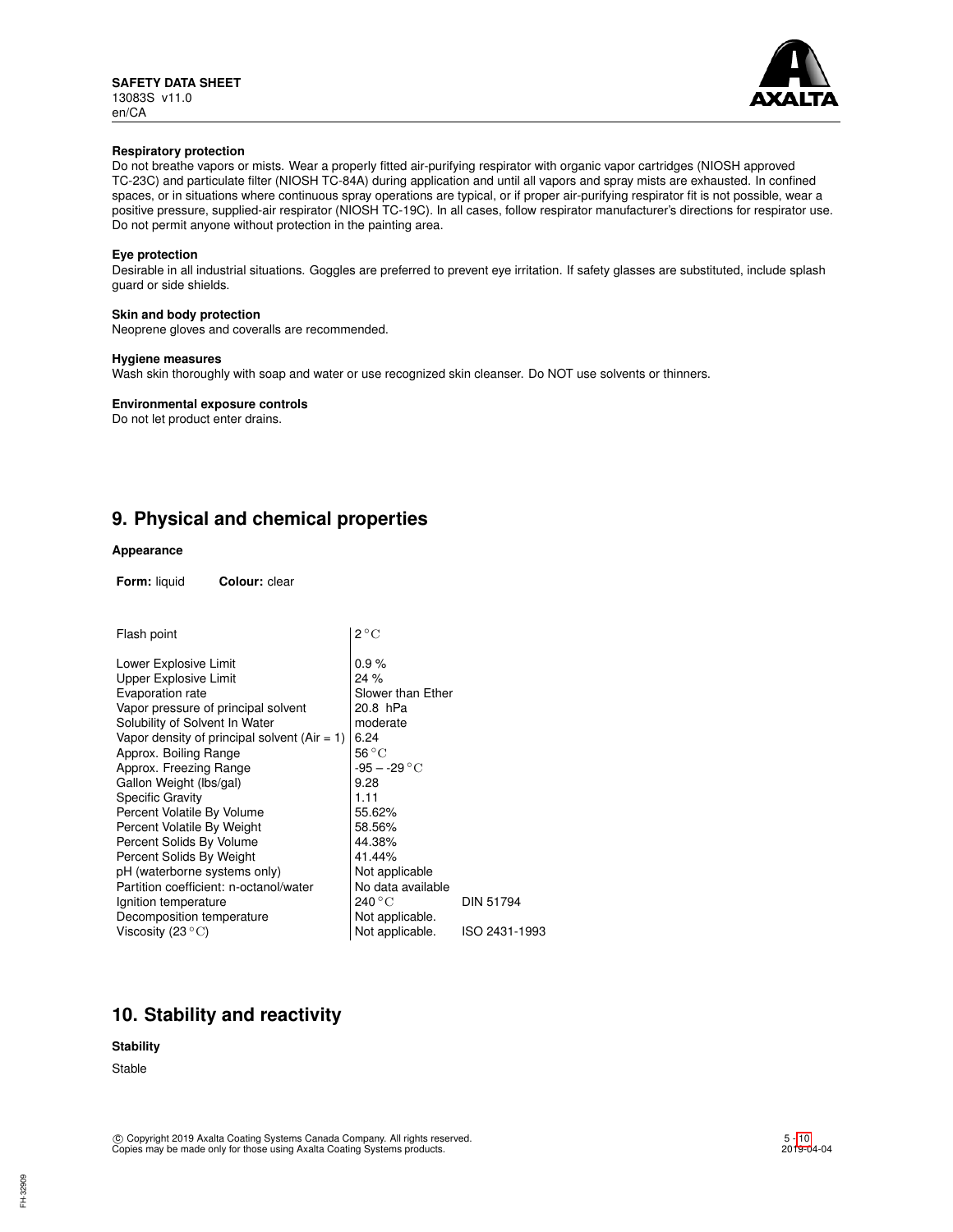**Respiratory protection**

Do not breathe vapors or mists. Wear a properly fitted air-purifying respirator with organic vapor cartridges (NIOSH approved TC-23C) and particulate filter (NIOSH TC-84A) during application and until all vapors and spray mists are exhausted. In confined spaces, or in situations where continuous spray operations are typical, or if proper air-purifying respirator fit is not possible, wear a positive pressure, supplied-air respirator (NIOSH TC-19C). In all cases, follow respirator manufacturer's directions for respirator use. Do not permit anyone without protection in the painting area.

**Eye protection**

Desirable in all industrial situations. Goggles are preferred to prevent eye irritation. If safety glasses are substituted, include splash guard or side shields.

**Skin and body protection**

Neoprene gloves and coveralls are recommended.

**Hygiene measures**

Wash skin thoroughly with soap and water or use recognized skin cleanser. Do NOT use solvents or thinners.

**Environmental exposure controls**

Do not let product enter drains.

## 9. Physical and chemical properties

**Appearance**

**Form:** liquid **Colour:** clear

| | | |
|---|---|---|
| Flash point | 2 °C | |
| Lower Explosive Limit | 0.9 % | |
| Upper Explosive Limit | 24 % | |
| Evaporation rate | Slower than Ether | |
| Vapor pressure of principal solvent | 20.8 hPa | |
| Solubility of Solvent In Water | moderate | |
| Vapor density of principal solvent (Air = 1) | 6.24 | |
| Approx. Boiling Range | 56 °C | |
| Approx. Freezing Range | -95 – -29 °C | |
| Gallon Weight (lbs/gal) | 9.28 | |
| Specific Gravity | 1.11 | |
| Percent Volatile By Volume | 55.62% | |
| Percent Volatile By Weight | 58.56% | |
| Percent Solids By Volume | 44.38% | |
| Percent Solids By Weight | 41.44% | |
| pH (waterborne systems only) | Not applicable | |
| Partition coefficient: n-octanol/water | No data available | |
| Ignition temperature | 240 °C | DIN 51794 |
| Decomposition temperature | Not applicable. | |
| Viscosity (23 °C) | Not applicable. | ISO 2431-1993 |

## 10. Stability and reactivity

**Stability**

Stable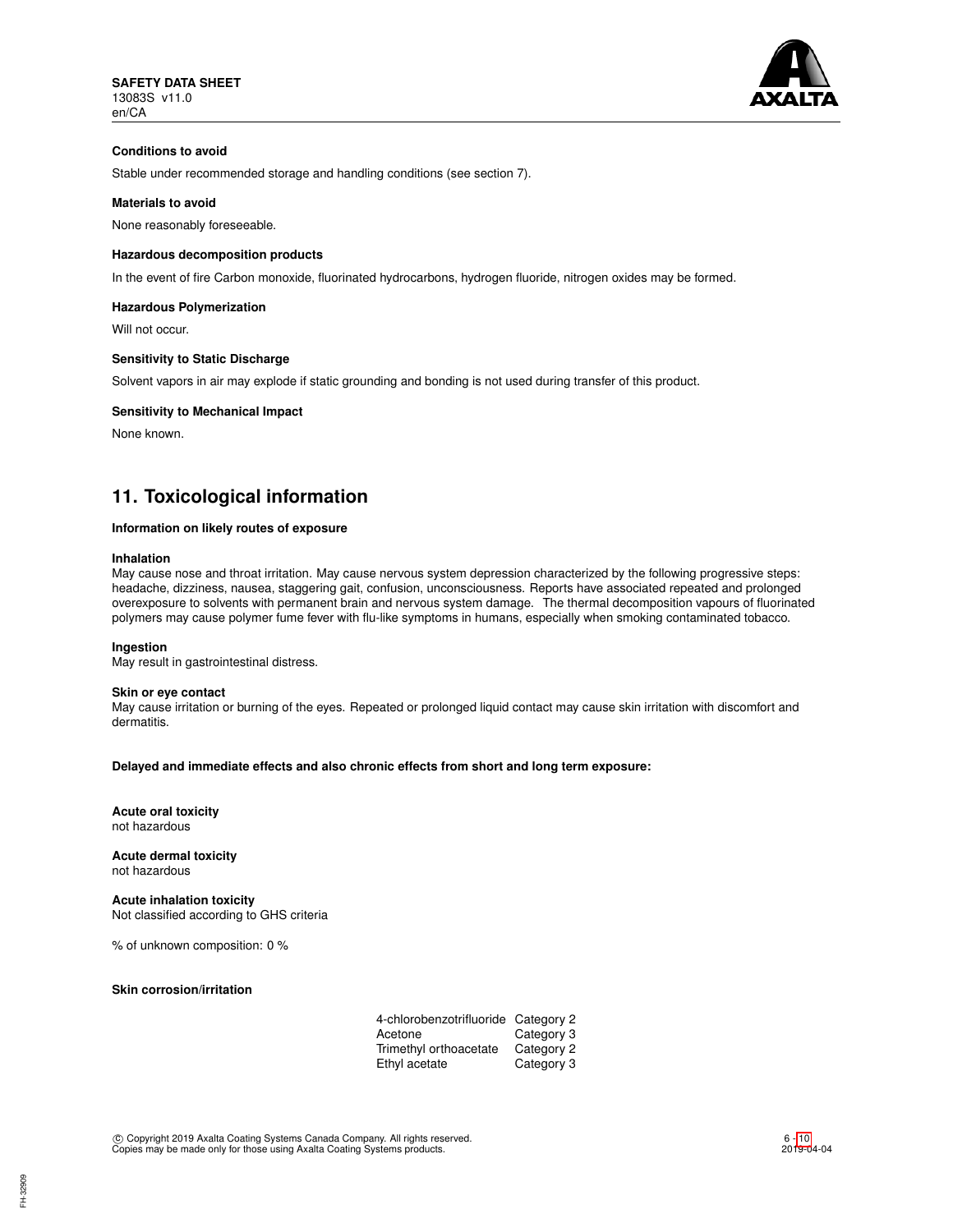#### Conditions to avoid

Stable under recommended storage and handling conditions (see section 7).

#### Materials to avoid

None reasonably foreseeable.

#### Hazardous decomposition products

In the event of fire Carbon monoxide, fluorinated hydrocarbons, hydrogen fluoride, nitrogen oxides may be formed.

#### Hazardous Polymerization

Will not occur.

#### Sensitivity to Static Discharge

Solvent vapors in air may explode if static grounding and bonding is not used during transfer of this product.

#### Sensitivity to Mechanical Impact

None known.

## 11. Toxicological information

#### Information on likely routes of exposure

**Inhalation**
May cause nose and throat irritation. May cause nervous system depression characterized by the following progressive steps: headache, dizziness, nausea, staggering gait, confusion, unconsciousness. Reports have associated repeated and prolonged overexposure to solvents with permanent brain and nervous system damage. The thermal decomposition vapours of fluorinated polymers may cause polymer fume fever with flu-like symptoms in humans, especially when smoking contaminated tobacco.

**Ingestion**
May result in gastrointestinal distress.

**Skin or eye contact**
May cause irritation or burning of the eyes. Repeated or prolonged liquid contact may cause skin irritation with discomfort and dermatitis.

**Delayed and immediate effects and also chronic effects from short and long term exposure:**

**Acute oral toxicity**
not hazardous

**Acute dermal toxicity**
not hazardous

**Acute inhalation toxicity**
Not classified according to GHS criteria

% of unknown composition: 0 %

**Skin corrosion/irritation**

| | |
|---|---|
| 4-chlorobenzotrifluoride | Category 2 |
| Acetone | Category 3 |
| Trimethyl orthoacetate | Category 2 |
| Ethyl acetate | Category 3 |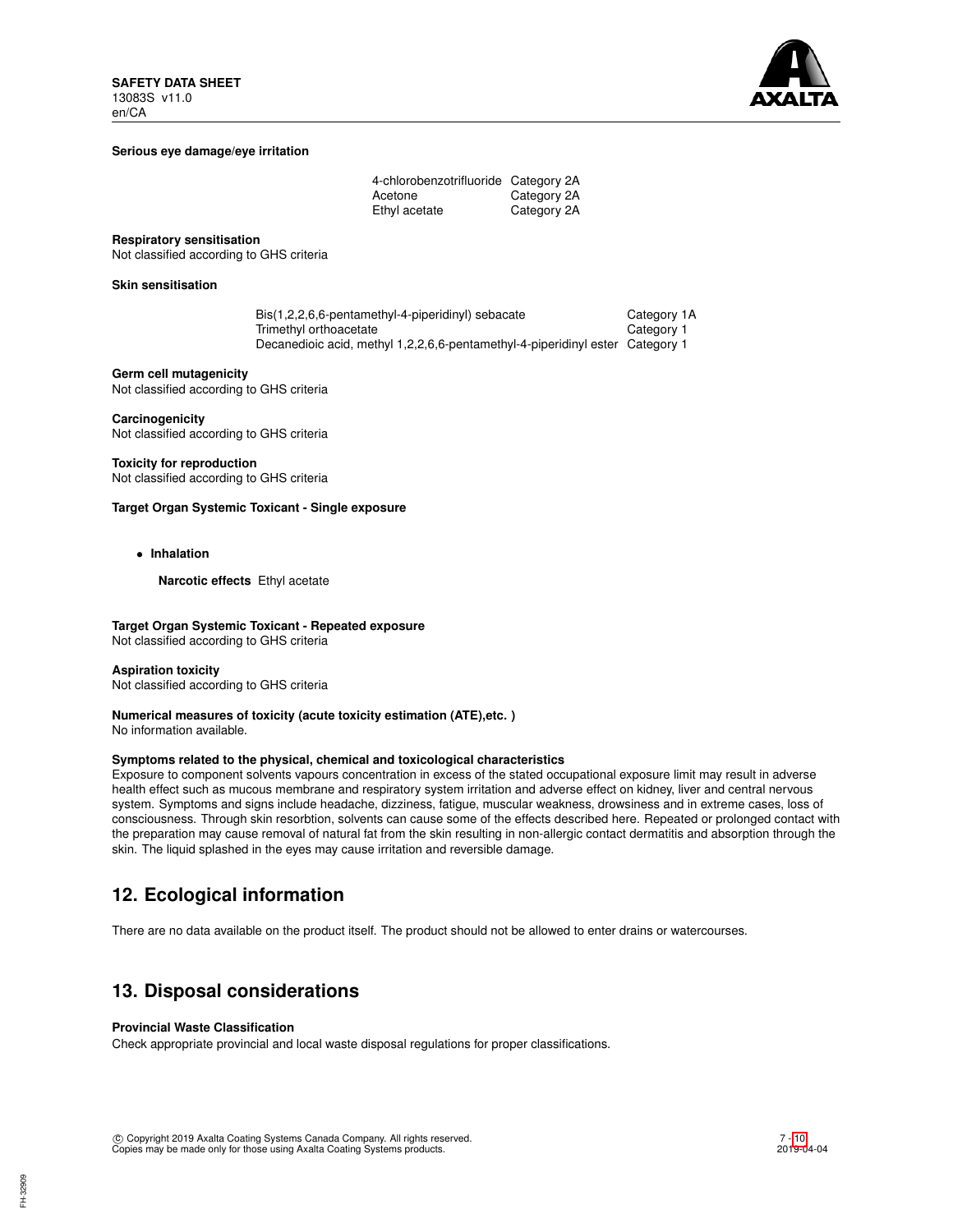**Serious eye damage/eye irritation**

| | |
|---|---|
| 4-chlorobenzotrifluoride | Category 2A |
| Acetone | Category 2A |
| Ethyl acetate | Category 2A |

**Respiratory sensitisation**
Not classified according to GHS criteria

**Skin sensitisation**

| | |
|---|---|
| Bis(1,2,2,6,6-pentamethyl-4-piperidinyl) sebacate | Category 1A |
| Trimethyl orthoacetate | Category 1 |
| Decanedioic acid, methyl 1,2,2,6,6-pentamethyl-4-piperidinyl ester | Category 1 |

**Germ cell mutagenicity**
Not classified according to GHS criteria

**Carcinogenicity**
Not classified according to GHS criteria

**Toxicity for reproduction**
Not classified according to GHS criteria

**Target Organ Systemic Toxicant - Single exposure**

- **Inhalation**

  **Narcotic effects** Ethyl acetate

**Target Organ Systemic Toxicant - Repeated exposure**
Not classified according to GHS criteria

**Aspiration toxicity**
Not classified according to GHS criteria

**Numerical measures of toxicity (acute toxicity estimation (ATE),etc. )**
No information available.

**Symptoms related to the physical, chemical and toxicological characteristics**
Exposure to component solvents vapours concentration in excess of the stated occupational exposure limit may result in adverse health effect such as mucous membrane and respiratory system irritation and adverse effect on kidney, liver and central nervous system. Symptoms and signs include headache, dizziness, fatigue, muscular weakness, drowsiness and in extreme cases, loss of consciousness. Through skin resorbtion, solvents can cause some of the effects described here. Repeated or prolonged contact with the preparation may cause removal of natural fat from the skin resulting in non-allergic contact dermatitis and absorption through the skin. The liquid splashed in the eyes may cause irritation and reversible damage.

## 12. Ecological information

There are no data available on the product itself. The product should not be allowed to enter drains or watercourses.

## 13. Disposal considerations

**Provincial Waste Classification**
Check appropriate provincial and local waste disposal regulations for proper classifications.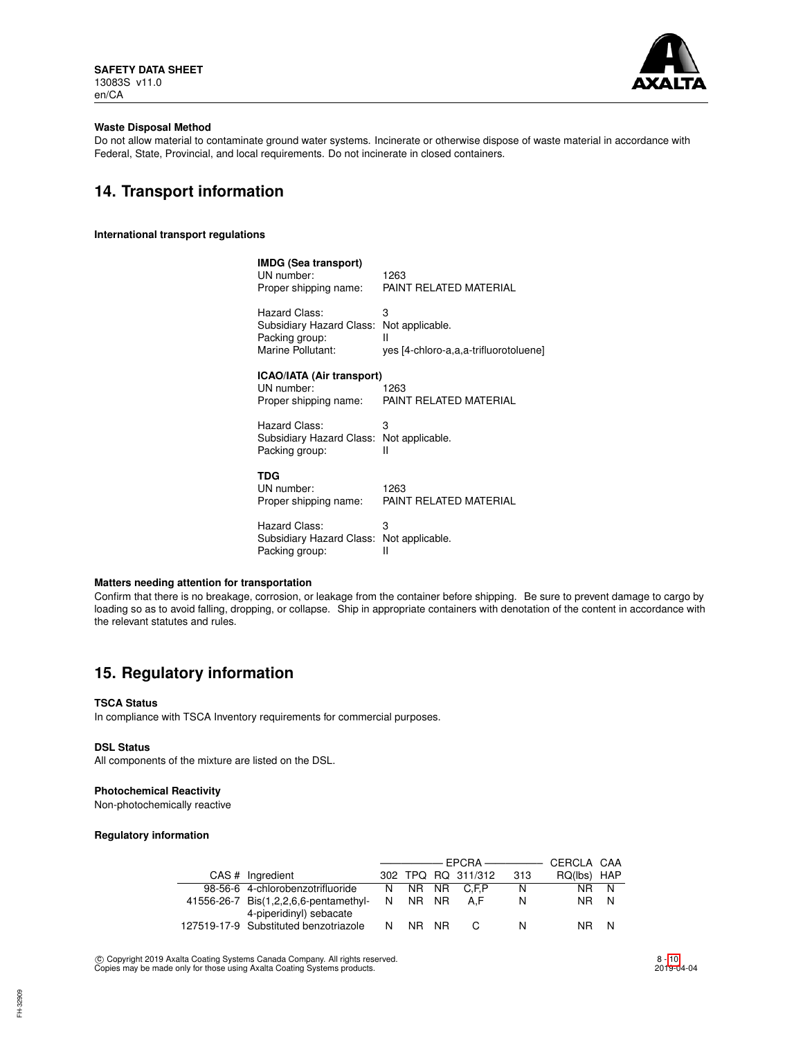### Waste Disposal Method

Do not allow material to contaminate ground water systems. Incinerate or otherwise dispose of waste material in accordance with Federal, State, Provincial, and local requirements. Do not incinerate in closed containers.

## 14. Transport information

### International transport regulations

**IMDG (Sea transport)**

UN number: 1263
Proper shipping name: PAINT RELATED MATERIAL

Hazard Class: 3
Subsidiary Hazard Class: Not applicable.
Packing group: II
Marine Pollutant: yes [4-chloro-a,a,a-trifluorotoluene]

**ICAO/IATA (Air transport)**

UN number: 1263
Proper shipping name: PAINT RELATED MATERIAL

Hazard Class: 3
Subsidiary Hazard Class: Not applicable.
Packing group: II

**TDG**

UN number: 1263
Proper shipping name: PAINT RELATED MATERIAL

Hazard Class: 3
Subsidiary Hazard Class: Not applicable.
Packing group: II

### Matters needing attention for transportation

Confirm that there is no breakage, corrosion, or leakage from the container before shipping. Be sure to prevent damage to cargo by loading so as to avoid falling, dropping, or collapse. Ship in appropriate containers with denotation of the content in accordance with the relevant statutes and rules.

## 15. Regulatory information

### TSCA Status

In compliance with TSCA Inventory requirements for commercial purposes.

### DSL Status

All components of the mixture are listed on the DSL.

### Photochemical Reactivity

Non-photochemically reactive

### Regulatory information

| | | EPCRA | | | | | CERCLA | CAA |
|---|---|---|---|---|---|---|---|---|
| CAS # | Ingredient | 302 | TPQ | RQ | 311/312 | 313 | RQ(lbs) | HAP |
| 98-56-6 | 4-chlorobenzotrifluoride | N | NR | NR | C,F,P | N | NR | N |
| 41556-26-7 | Bis(1,2,2,6,6-pentamethyl-4-piperidinyl) sebacate | N | NR | NR | A,F | N | NR | N |
| 127519-17-9 | Substituted benzotriazole | N | NR | NR | C | N | NR | N |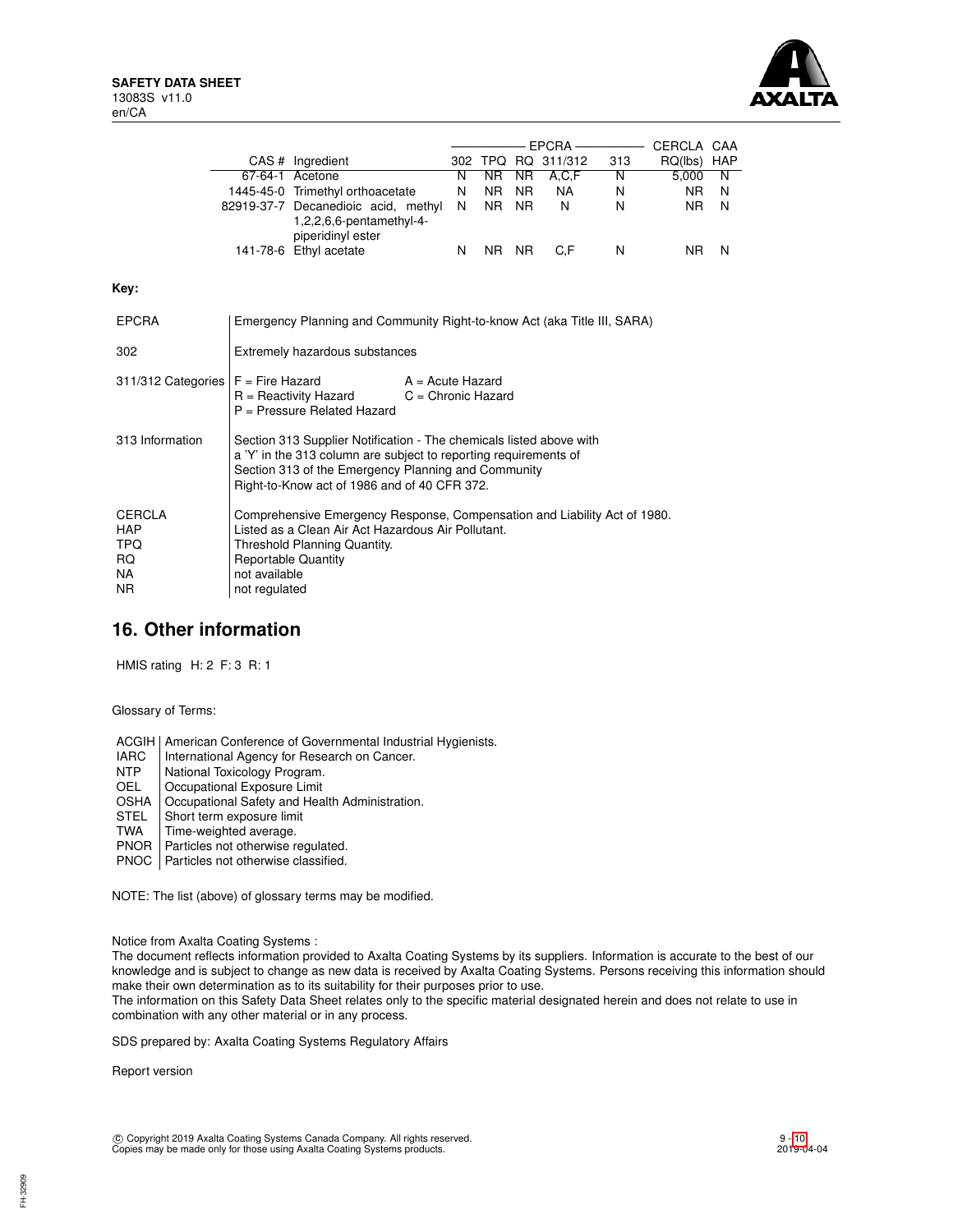| CAS # | Ingredient | EPCRA 302 | EPCRA TPQ | EPCRA RQ | EPCRA 311/312 | EPCRA 313 | CERCLA RQ(lbs) | CAA HAP |
|---|---|---|---|---|---|---|---|---|
| 67-64-1 | Acetone | N | NR | NR | A,C,F | N | 5,000 | N |
| 1445-45-0 | Trimethyl orthoacetate | N | NR | NR | NA | N | NR | N |
| 82919-37-7 | Decanedioic acid, methyl 1,2,2,6,6-pentamethyl-4-piperidinyl ester | N | NR | NR | N | N | NR | N |
| 141-78-6 | Ethyl acetate | N | NR | NR | C,F | N | NR | N |

**Key:**

| | |
|---|---|
| EPCRA | Emergency Planning and Community Right-to-know Act (aka Title III, SARA) |
| 302 | Extremely hazardous substances |
| 311/312 Categories | F = Fire Hazard; A = Acute Hazard; R = Reactivity Hazard; C = Chronic Hazard; P = Pressure Related Hazard |
| 313 Information | Section 313 Supplier Notification - The chemicals listed above with a 'Y' in the 313 column are subject to reporting requirements of Section 313 of the Emergency Planning and Community Right-to-Know act of 1986 and of 40 CFR 372. |
| CERCLA | Comprehensive Emergency Response, Compensation and Liability Act of 1980. |
| HAP | Listed as a Clean Air Act Hazardous Air Pollutant. |
| TPQ | Threshold Planning Quantity. |
| RQ | Reportable Quantity |
| NA | not available |
| NR | not regulated |

## 16. Other information

HMIS rating H: 2 F: 3 R: 1

Glossary of Terms:

| | |
|---|---|
| ACGIH | American Conference of Governmental Industrial Hygienists. |
| IARC | International Agency for Research on Cancer. |
| NTP | National Toxicology Program. |
| OEL | Occupational Exposure Limit |
| OSHA | Occupational Safety and Health Administration. |
| STEL | Short term exposure limit |
| TWA | Time-weighted average. |
| PNOR | Particles not otherwise regulated. |
| PNOC | Particles not otherwise classified. |

NOTE: The list (above) of glossary terms may be modified.

Notice from Axalta Coating Systems :
The document reflects information provided to Axalta Coating Systems by its suppliers. Information is accurate to the best of our knowledge and is subject to change as new data is received by Axalta Coating Systems. Persons receiving this information should make their own determination as to its suitability for their purposes prior to use.
The information on this Safety Data Sheet relates only to the specific material designated herein and does not relate to use in combination with any other material or in any process.

SDS prepared by: Axalta Coating Systems Regulatory Affairs

Report version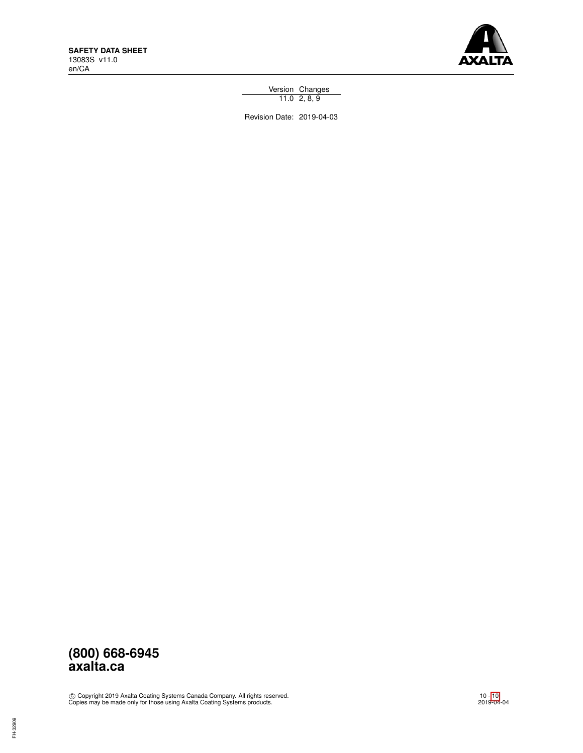| Version | Changes |
| --- | --- |
| 11.0 | 2, 8, 9 |

Revision Date: 2019-04-03

**(800) 668-6945**
**axalta.ca**

© Copyright 2019 Axalta Coating Systems Canada Company. All rights reserved.
Copies may be made only for those using Axalta Coating Systems products.